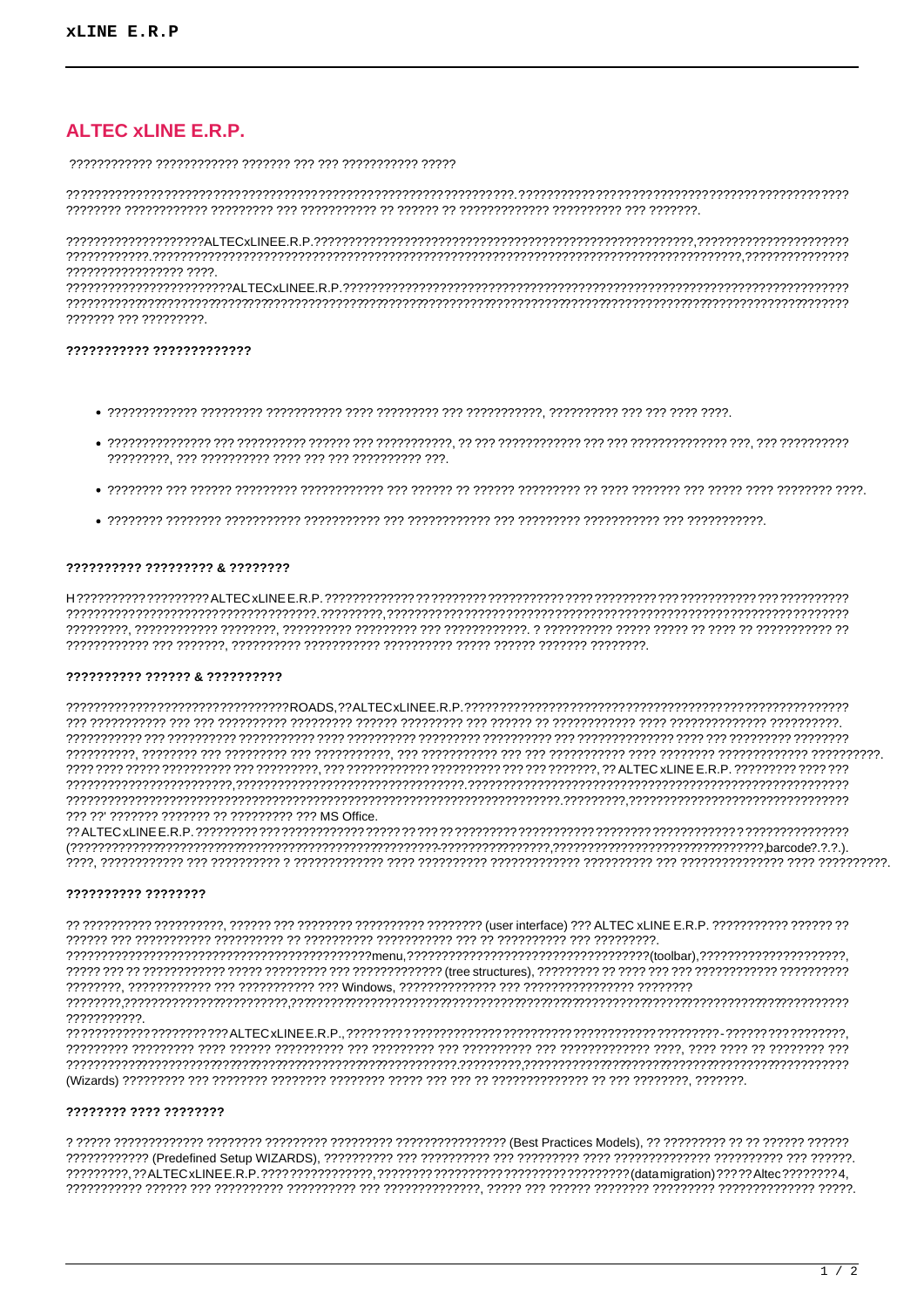# ALTEC xLINE E.R.P.

???????????? ???????????? ??????? ??? ??? ??????????? ?????

?????????????????????????????????????????????????????????????????????. ????????????????????????????????????????????????????? ???????? ??????????? ????????? ??? ??????????? ?? ?????? ?? ????????????? ?????????? ??? ???????.

???????????????????ALTECxLINEE.R.P.?????????????????????????????????????????????????????,??????????????????????? ???????????.??????????????????????????????????????????????????????????????????????????????????????,??????????????? ????????????????? ????.

????????????????????????ALTECxLINEE.R.P.?????????????????????????????????????????????????????????????????????????? ??????????????????????????????????????????????????????????????????????????????????????????????????????????????? ??????? ??? ?????????.

#### ??????????? ?????????????

- ????????????? ????????? ??????????? ???? ????????? ??? ???????????, ?????????? ??? ??? ???? ????.
- ??????????????? ??? ?????????? ?????? ??? ???????????, ?? ??? ???????????? ??? ??? ?????????????? ???, ??? ?????????? ?????????, ??? ?????????? ???? ??? ??? ?????????? ???.
- ???????? ??? ?????? ????????? ???????????? ??? ?????? ?? ?????? ????????? ?? ???? ??????? ??? ????? ???? ???????? ????.
- ???????? ???????? ??????????? ??????????? ??? ???????????? ??? ????????? ??????????? ??? ???????????.

#### ?????????? ????????? & ????????

H????????????????????ALTEC xLINE E.R.P. ?????????????? ?????????? ?????????? ???? ????????? ??? ??????????? ??? ?????????? ??????????????????????????????????.?????????,???????????????????????????????????????????????????????????????????????? ?????????, ??????????? ????????, ?????????? ????????? ??? ????????????. ? ?????????? ????? ????? ?? ???? ?? ??????????? ?? ???????????? ??? ???????, ?????????? ??????????? ?????????? ????? ?????? ??????? ????????.

#### ?????????? ?????? & ??????????

??????????????????????????????ROADS,??ALTECxLINEE.R.P.????????????????????????????????????????????????????????? ??? ?????????? ??? ??? ?????????? ????????? ?????? ????????? ??? ?????? ?? ???????????? ???? ?????????????? ??????????. ?????????? ??? ?????????? ??????????? ???? ?????????? ????????? ????????? ??? ?????????????? ???? ??? ????????? ???????? ??????????, ???????? ??? ????????? ??? ???????????, ??? ??????????? ??? ??? ??????????? ???? ???????? ????????????? ??????????. ???? ???? ????? ?????????? ??? ?????????, ??? ???????????? ?????????? ??? ??? ???????, ?? ALTEC xLINE E.R.P. ????????? ???? ??? ?????????????????????????,?????????????????????????????????.????????????????????????????????????????????????????? ??????????????????????????????????????????????????????????????????.?????????,???????????????????????????????? ??? ??' ??????? ??????? ?? ????????? ??? MS Office.

?? ALTECxLINEE.R.P. ????????? ????????????? ????? ?? ??? ?? ????????? ?????????? ???????? ???????????? ? ??????????????? (????????????????????????????????????????????????????-???????????????,?????????????????????????????,barcode?.?.?.). ????, ???????????? ??? ?????????? ? ????????????? ???? ?????????? ????????????? ?????????? ??? ???????????????? ???? ??????????.

#### ?????????? ????????

?? ?????????? ??????????, ?????? ??? ???????? ?????????? ???????? (user interface) ??? ALTEC xLINE E.R.P. ??????????? ?????? ?? ?????? ??? ??????????? ?????????? ?? ?????????? ??????????? ??? ?? ?????????? ??? ?????????.

????????????????????????????????????????menu,??????????????????????????????????(toolbar),????????????????????, ????? ??? ?? ???????????? ????? ????????? ??? ????????????? (tree structures), ????????? ?? ???? ??? ??? ??????????? ?????????? ????????, ???????????? ??? ??????????? ??? Windows, ?????????????? ??? ????????????????? ???????? ????????,????????????????????????????????????????????????????????????????????????????????????????????????? ???????????.

???????????????????????ALTECxLINEE.R.P.,????????????????????????????????????????????????????????????-??????????????????, ????????? ????????? ???? ?????? ?????????? ??? ????????? ??? ?????????? ??? ????????????? ????, ???? ???? ?? ???????? ??? ?????????????????????????????????????????????????????????????.?????????,???????????????????????????????????????????? (Wizards) ????????? ??? ???????? ???????? ???????? ????? ??? ??? ?? ?????????????? ?? ??? ????????, ???????.

#### ???????? ???? ????????

? ????? ????????????? ???????? ????????? ????????? ???????????????? (Best Practices Models), ?? ????????? ?? ?? ?????? ?????? ???????????? (Predefined Setup WIZARDS), ?????????? ??? ?????????? ??? ????????? ???? ?????????????? ?????????? ??? ??????. ?????????,??ALTECxLINEE.R.P.????????????????,????????????????????????????????????(datamigration)?????Altec????????4, ??????????? ?????? ??? ?????????? ?????????? ??? ???????????????, ????? ??? ?????? ???????? ????????? ?????????????? ?????.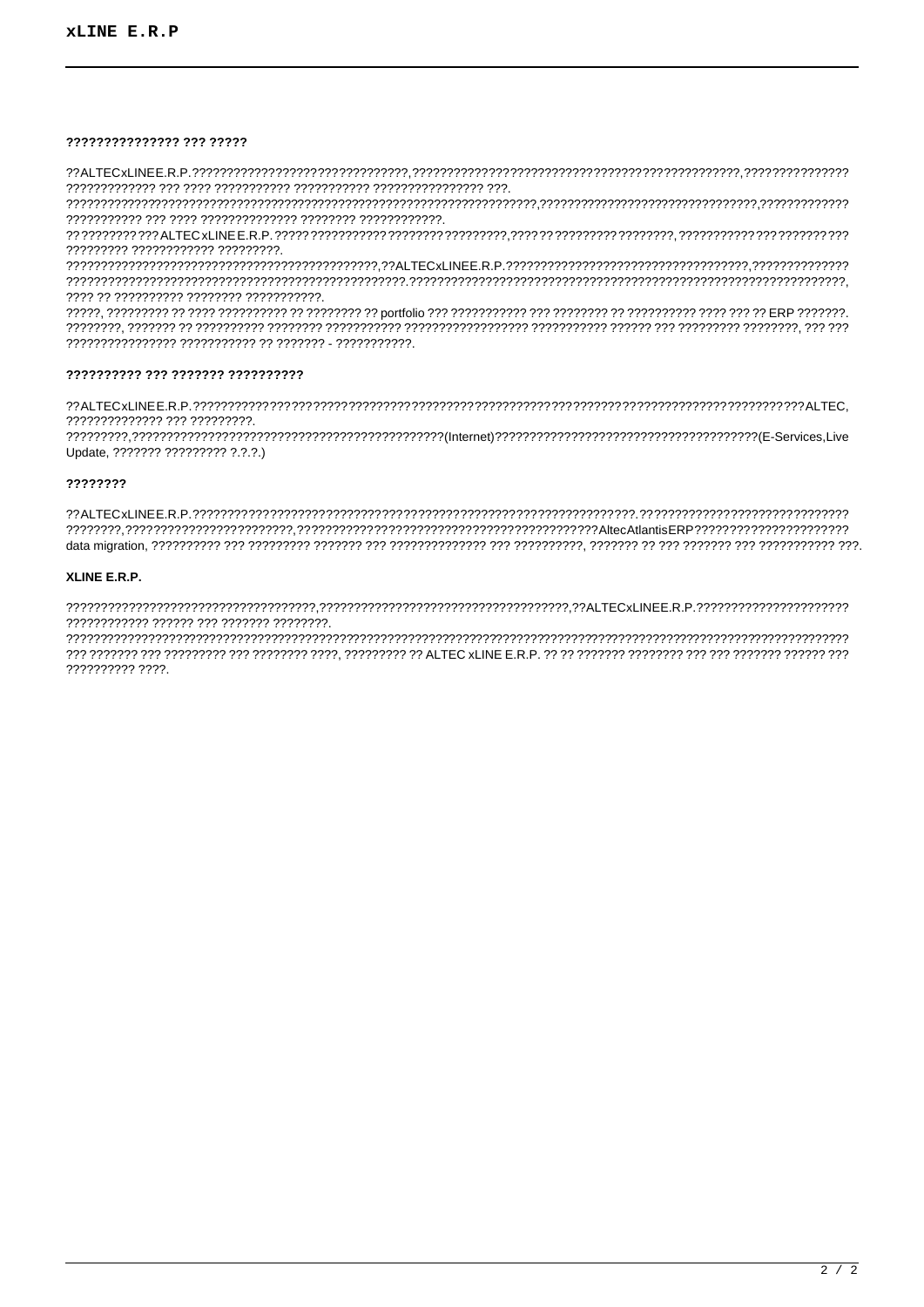#### ??????????????? ??? ?????

??ALTECxLINEE.R.P.??????????????????????????????,??????????????????????????????????????????????,??????????????? ????????????? ??? ???? ??????????? ??????????? ???????????????? ???.

????????????????????????????????????????????????????????????,????????????????????????????????,????????????? ??????????? ??? ???? ?????????????? ???????? ????????????.

?? ???????? ??? ALTEC xLINE E.R.P. ????? ?????????? ???????? ?????????, ???? ?? ????????? ????????, ??????????? ??? ????????? ??? ????????? ???????????? ?????????.

???????????????????????????????????????????,??ALTECxLINEE.R.P.???????????????????????????????????,?????????????? ?????????????????????????????????????????????????.???????????????????????????????????????????????????????????????, ???? ?? ?????????? ???????? ???????????.

?????, ????????? ?? ???? ?????????? ?? ???????? ?? portfolio ??? ??????????? ??? ???????? ?? ?????????? ???? ??? ?? ERP ???????. ????????, ??????? ?? ?????????? ???????? ??????????? ????????????????? ??????????? ?????? ??? ????????? ????????, ??? ??? ???????????????? ??????????? ?? ??????? - ???????????.

#### ?????????? ??? ??????? ??????????

??ALTECxLINEE.R.P.????????????????????????????????????????????????????????????????????????????????????????ALTEC, ?????????????? ??? ?????????.

?????????,?????????????????????????????????????????????????(Internet)?????????????????????????????????????????(E-Services,Live Update, ??????? ????????? ?.?.?.)

#### ????????

??ALTECxLINEE.R.P.?????????????????????????????????????????????????????????????????.???????????????????????????? ????????,??????????????????????????,???????????????????????????????????????????AltecAtlantisERP?????????????????????? data migration, ?????????? ??? ????????? ??????? ??? ?????????????? ??? ??????????, ??????? ?? ??? ??????? ??? ??????????? ???.

#### XLINE E.R.P.

???????????????????????????????????,????????????????????????????????????,??ALTECxLINEE.R.P.????????????????????? ???????????? ?????? ??? ??????? ????????.

???????????????????????????????????????????????????????????????????????????????????????????????????????????????? ??? ??????? ??? ????????? ??? ???????? ????, ????????? ?? ALTEC xLINE E.R.P. ?? ?? ??????? ???????? ??? ??? ??????? ?????? ??? ?????????? ????.